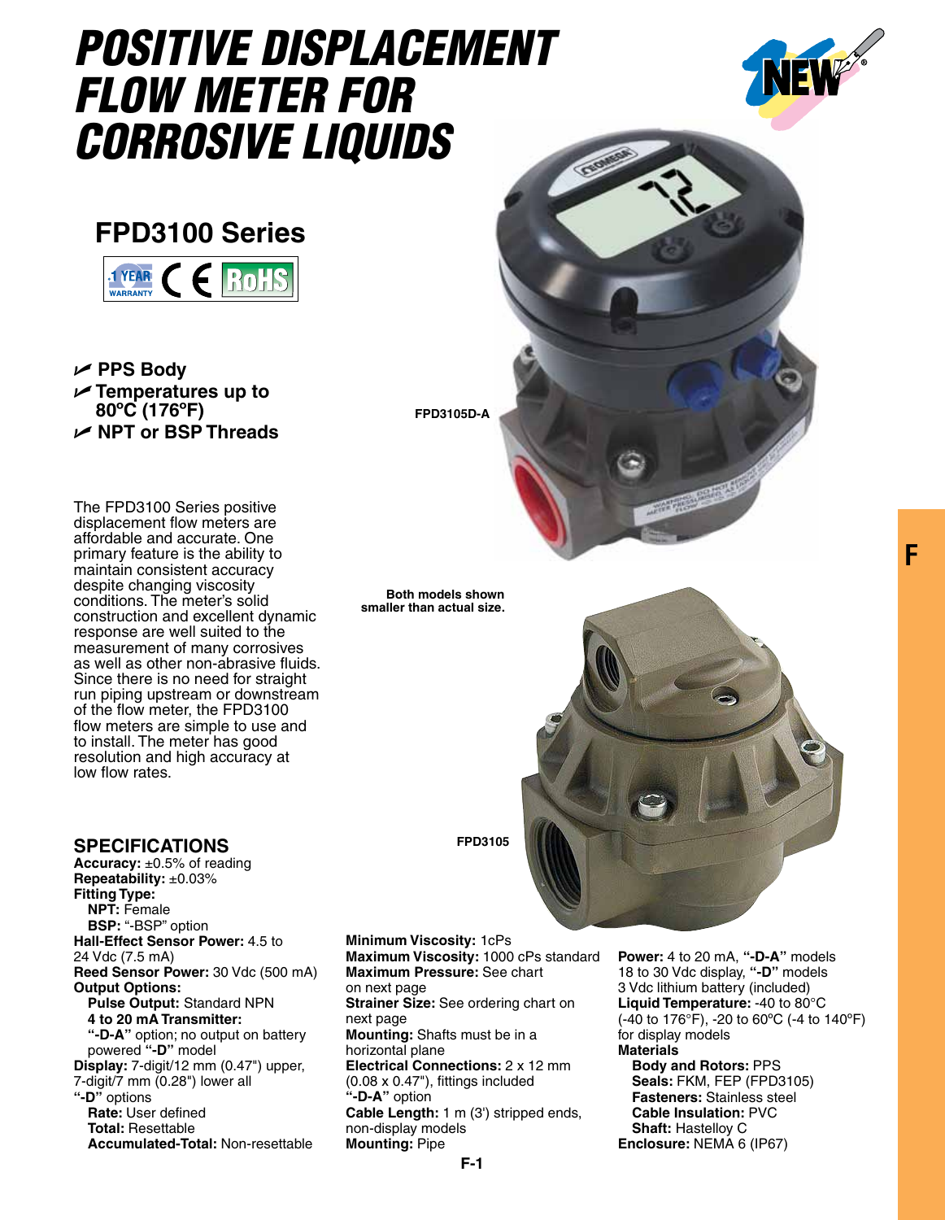# POSITIVE DISPLACEMENT FLOW METER FOR CORROSIVE LIQUIDS

## FPD3100 Series

- PPS Body
- Temperatures up to 80ºC (176ºF)
- NPT or BSP Threads

FPD3105D-A

Both models shown smaller than actual size.

FPD3105

The FPD3100 Series positive displacement flow meters are affordable and accurate. One primary feature is the ability to maintain consistent accuracy despite changing viscosity conditions. The meter's solid construction and excellent dynamic response are well suited to the measurement of many corrosives as well as other non-abrasive fluids. Since there is no need for straight run piping upstream or downstream of the flow meter, the FPD3100 flow meters are simple to use and to install. The meter has good resolution and high accuracy at low flow rates.

## SPECIFICATIONS

**Accuracy:** ±0.5% of reading
**Repeatability:** ±0.03%
**Fitting Type:**
  **NPT:** Female
  **BSP:** "-BSP" option
**Hall-Effect Sensor Power:** 4.5 to 24 Vdc (7.5 mA)
**Reed Sensor Power:** 30 Vdc (500 mA)
**Output Options:**
  **Pulse Output:** Standard NPN
  **4 to 20 mA Transmitter:** **"-D-A"** option; no output on battery powered **"-D"** model
**Display:** 7-digit/12 mm (0.47") upper, 7-digit/7 mm (0.28") lower all **"-D"** options
  **Rate:** User defined
  **Total:** Resettable
  **Accumulated-Total:** Non-resettable
**Minimum Viscosity:** 1cPs
**Maximum Viscosity:** 1000 cPs standard
**Maximum Pressure:** See chart on next page
**Strainer Size:** See ordering chart on next page
**Mounting:** Shafts must be in a horizontal plane
**Electrical Connections:** 2 x 12 mm (0.08 x 0.47"), fittings included **"-D-A"** option
**Cable Length:** 1 m (3') stripped ends, non-display models
**Mounting:** Pipe
**Power:** 4 to 20 mA, **"-D-A"** models 18 to 30 Vdc display, **"-D"** models 3 Vdc lithium battery (included)
**Liquid Temperature:** -40 to 80°C (-40 to 176°F), -20 to 60ºC (-4 to 140ºF) for display models
**Materials**
  **Body and Rotors:** PPS
  **Seals:** FKM, FEP (FPD3105)
  **Fasteners:** Stainless steel
  **Cable Insulation:** PVC
  **Shaft:** Hastelloy C
**Enclosure:** NEMA 6 (IP67)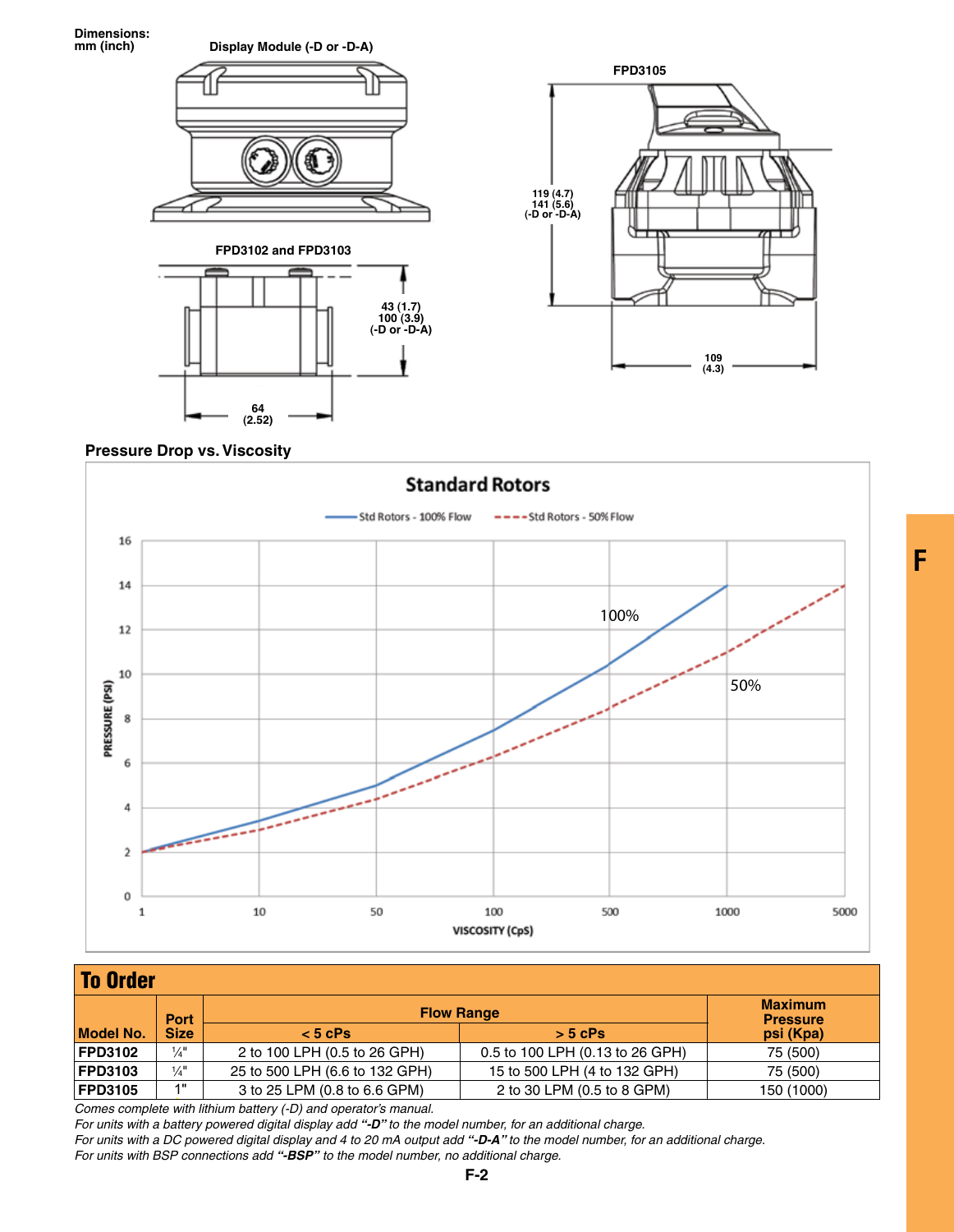Dimensions:
mm (inch)

Display Module (-D or -D-A)

FPD3102 and FPD3103

43 (1.7)
100 (3.9)
(-D or -D-A)

64
(2.52)

FPD3105

119 (4.7)
141 (5.6)
(-D or -D-A)

109
(4.3)

## Pressure Drop vs. Viscosity

Standard Rotors

Std Rotors - 100% Flow
Std Rotors - 50% Flow

100%

50%

PRESSURE (PSI)

0
2
4
6
8
10
12
14
16

VISCOSITY (CpS)

1
10
50
100
500
1000
5000

## To Order

| Model No. | Port Size | Flow Range | | Maximum Pressure psi (Kpa) |
|---|---|---|---|---|
| | | < 5 cPs | > 5 cPs | |
| **FPD3102** | ¼" | 2 to 100 LPH (0.5 to 26 GPH) | 0.5 to 100 LPH (0.13 to 26 GPH) | 75 (500) |
| **FPD3103** | ¼" | 25 to 500 LPH (6.6 to 132 GPH) | 15 to 500 LPH (4 to 132 GPH) | 75 (500) |
| **FPD3105** | 1" | 3 to 25 LPM (0.8 to 6.6 GPM) | 2 to 30 LPM (0.5 to 8 GPM) | 150 (1000) |

*Comes complete with lithium battery (-D) and operator's manual.*
*For units with a battery powered digital display add **"-D"** to the model number, for an additional charge.*
*For units with a DC powered digital display and 4 to 20 mA output add **"-D-A"** to the model number, for an additional charge.*
*For units with BSP connections add **"-BSP"** to the model number, no additional charge.*